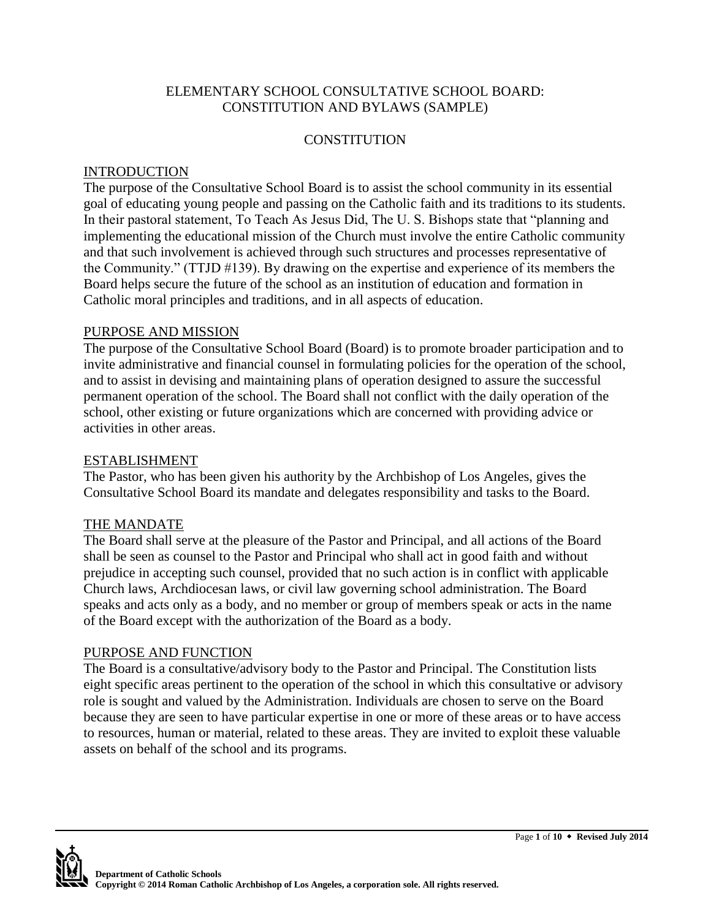# ELEMENTARY SCHOOL CONSULTATIVE SCHOOL BOARD: CONSTITUTION AND BYLAWS (SAMPLE)

## CONSTITUTION

### INTRODUCTION

The purpose of the Consultative School Board is to assist the school community in its essential goal of educating young people and passing on the Catholic faith and its traditions to its students. In their pastoral statement, To Teach As Jesus Did, The U. S. Bishops state that "planning and implementing the educational mission of the Church must involve the entire Catholic community and that such involvement is achieved through such structures and processes representative of the Community." (TTJD #139). By drawing on the expertise and experience of its members the Board helps secure the future of the school as an institution of education and formation in Catholic moral principles and traditions, and in all aspects of education.

### PURPOSE AND MISSION

The purpose of the Consultative School Board (Board) is to promote broader participation and to invite administrative and financial counsel in formulating policies for the operation of the school, and to assist in devising and maintaining plans of operation designed to assure the successful permanent operation of the school. The Board shall not conflict with the daily operation of the school, other existing or future organizations which are concerned with providing advice or activities in other areas.

### ESTABLISHMENT

The Pastor, who has been given his authority by the Archbishop of Los Angeles, gives the Consultative School Board its mandate and delegates responsibility and tasks to the Board.

### THE MANDATE

The Board shall serve at the pleasure of the Pastor and Principal, and all actions of the Board shall be seen as counsel to the Pastor and Principal who shall act in good faith and without prejudice in accepting such counsel, provided that no such action is in conflict with applicable Church laws, Archdiocesan laws, or civil law governing school administration. The Board speaks and acts only as a body, and no member or group of members speak or acts in the name of the Board except with the authorization of the Board as a body.

### PURPOSE AND FUNCTION

The Board is a consultative/advisory body to the Pastor and Principal. The Constitution lists eight specific areas pertinent to the operation of the school in which this consultative or advisory role is sought and valued by the Administration. Individuals are chosen to serve on the Board because they are seen to have particular expertise in one or more of these areas or to have access to resources, human or material, related to these areas. They are invited to exploit these valuable assets on behalf of the school and its programs.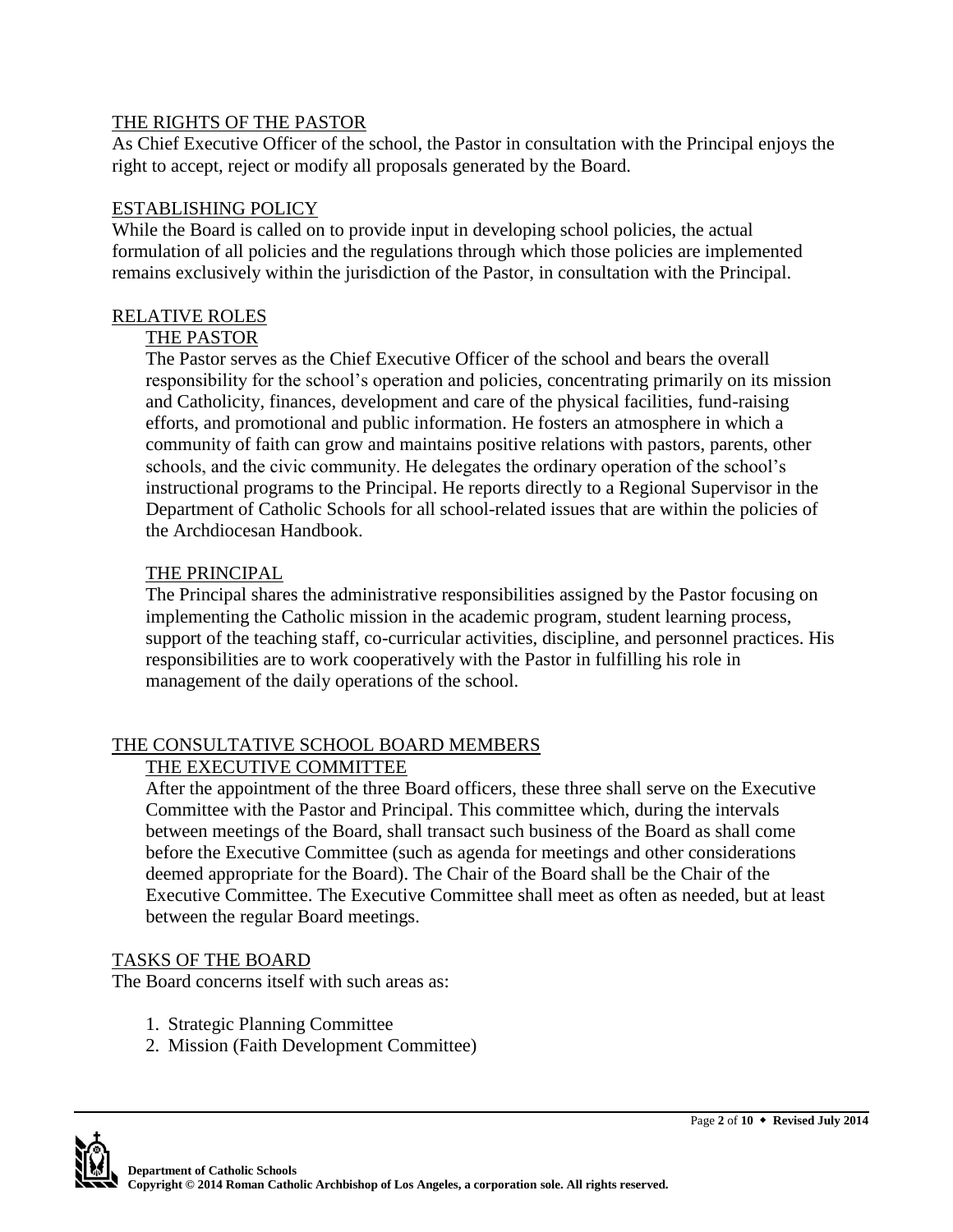## THE RIGHTS OF THE PASTOR

As Chief Executive Officer of the school, the Pastor in consultation with the Principal enjoys the right to accept, reject or modify all proposals generated by the Board.

## ESTABLISHING POLICY

While the Board is called on to provide input in developing school policies, the actual formulation of all policies and the regulations through which those policies are implemented remains exclusively within the jurisdiction of the Pastor, in consultation with the Principal.

## RELATIVE ROLES

### THE PASTOR

The Pastor serves as the Chief Executive Officer of the school and bears the overall responsibility for the school's operation and policies, concentrating primarily on its mission and Catholicity, finances, development and care of the physical facilities, fund-raising efforts, and promotional and public information. He fosters an atmosphere in which a community of faith can grow and maintains positive relations with pastors, parents, other schools, and the civic community. He delegates the ordinary operation of the school's instructional programs to the Principal. He reports directly to a Regional Supervisor in the Department of Catholic Schools for all school-related issues that are within the policies of the Archdiocesan Handbook.

### THE PRINCIPAL

The Principal shares the administrative responsibilities assigned by the Pastor focusing on implementing the Catholic mission in the academic program, student learning process, support of the teaching staff, co-curricular activities, discipline, and personnel practices. His responsibilities are to work cooperatively with the Pastor in fulfilling his role in management of the daily operations of the school.

## THE CONSULTATIVE SCHOOL BOARD MEMBERS

### THE EXECUTIVE COMMITTEE

After the appointment of the three Board officers, these three shall serve on the Executive Committee with the Pastor and Principal. This committee which, during the intervals between meetings of the Board, shall transact such business of the Board as shall come before the Executive Committee (such as agenda for meetings and other considerations deemed appropriate for the Board). The Chair of the Board shall be the Chair of the Executive Committee. The Executive Committee shall meet as often as needed, but at least between the regular Board meetings.

## TASKS OF THE BOARD

The Board concerns itself with such areas as:

1. Strategic Planning Committee
2. Mission (Faith Development Committee)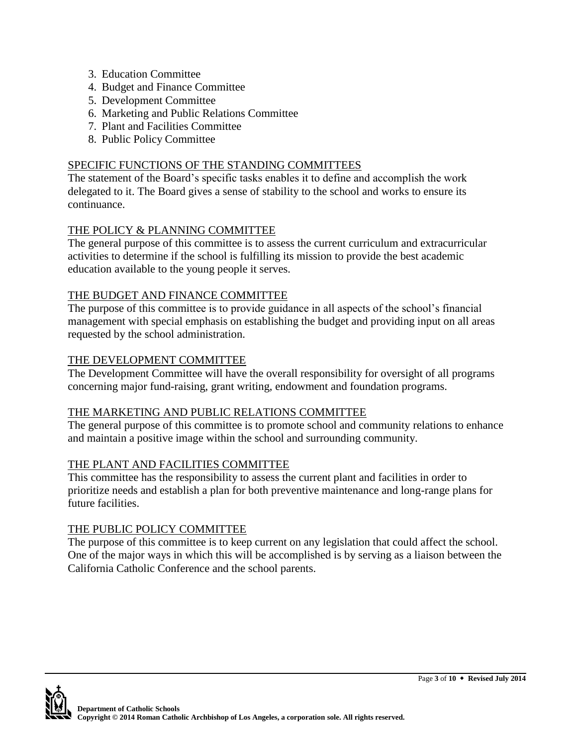3. Education Committee
4. Budget and Finance Committee
5. Development Committee
6. Marketing and Public Relations Committee
7. Plant and Facilities Committee
8. Public Policy Committee

## SPECIFIC FUNCTIONS OF THE STANDING COMMITTEES

The statement of the Board's specific tasks enables it to define and accomplish the work delegated to it. The Board gives a sense of stability to the school and works to ensure its continuance.

## THE POLICY & PLANNING COMMITTEE

The general purpose of this committee is to assess the current curriculum and extracurricular activities to determine if the school is fulfilling its mission to provide the best academic education available to the young people it serves.

## THE BUDGET AND FINANCE COMMITTEE

The purpose of this committee is to provide guidance in all aspects of the school's financial management with special emphasis on establishing the budget and providing input on all areas requested by the school administration.

## THE DEVELOPMENT COMMITTEE

The Development Committee will have the overall responsibility for oversight of all programs concerning major fund-raising, grant writing, endowment and foundation programs.

## THE MARKETING AND PUBLIC RELATIONS COMMITTEE

The general purpose of this committee is to promote school and community relations to enhance and maintain a positive image within the school and surrounding community.

## THE PLANT AND FACILITIES COMMITTEE

This committee has the responsibility to assess the current plant and facilities in order to prioritize needs and establish a plan for both preventive maintenance and long-range plans for future facilities.

## THE PUBLIC POLICY COMMITTEE

The purpose of this committee is to keep current on any legislation that could affect the school. One of the major ways in which this will be accomplished is by serving as a liaison between the California Catholic Conference and the school parents.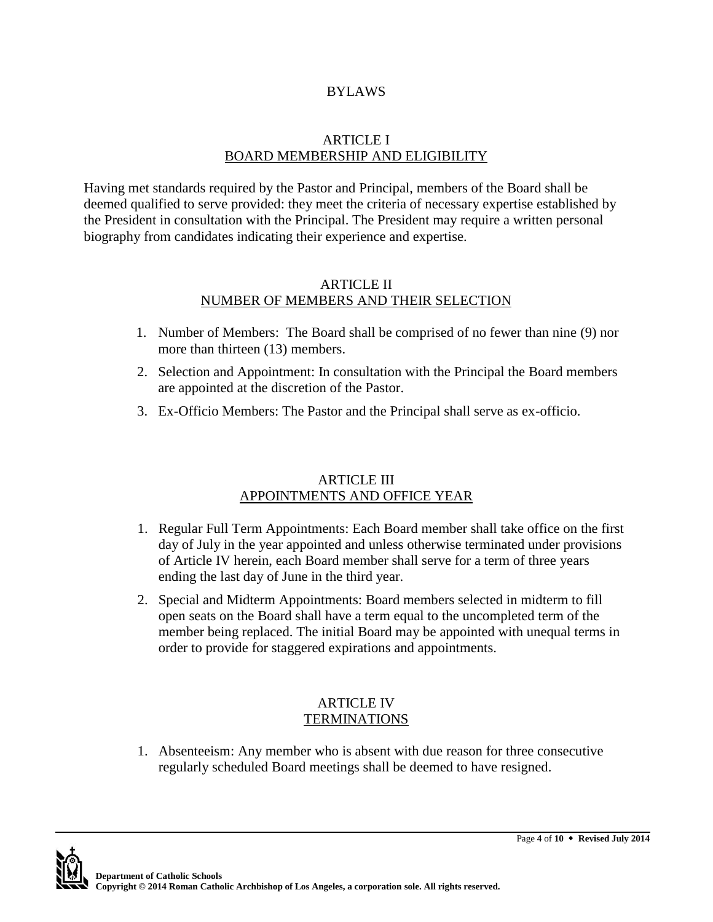# BYLAWS

## ARTICLE I
## BOARD MEMBERSHIP AND ELIGIBILITY

Having met standards required by the Pastor and Principal, members of the Board shall be deemed qualified to serve provided: they meet the criteria of necessary expertise established by the President in consultation with the Principal. The President may require a written personal biography from candidates indicating their experience and expertise.

## ARTICLE II
## NUMBER OF MEMBERS AND THEIR SELECTION

1. Number of Members: The Board shall be comprised of no fewer than nine (9) nor more than thirteen (13) members.
2. Selection and Appointment: In consultation with the Principal the Board members are appointed at the discretion of the Pastor.
3. Ex-Officio Members: The Pastor and the Principal shall serve as ex-officio.

## ARTICLE III
## APPOINTMENTS AND OFFICE YEAR

1. Regular Full Term Appointments: Each Board member shall take office on the first day of July in the year appointed and unless otherwise terminated under provisions of Article IV herein, each Board member shall serve for a term of three years ending the last day of June in the third year.
2. Special and Midterm Appointments: Board members selected in midterm to fill open seats on the Board shall have a term equal to the uncompleted term of the member being replaced. The initial Board may be appointed with unequal terms in order to provide for staggered expirations and appointments.

## ARTICLE IV
## TERMINATIONS

1. Absenteeism: Any member who is absent with due reason for three consecutive regularly scheduled Board meetings shall be deemed to have resigned.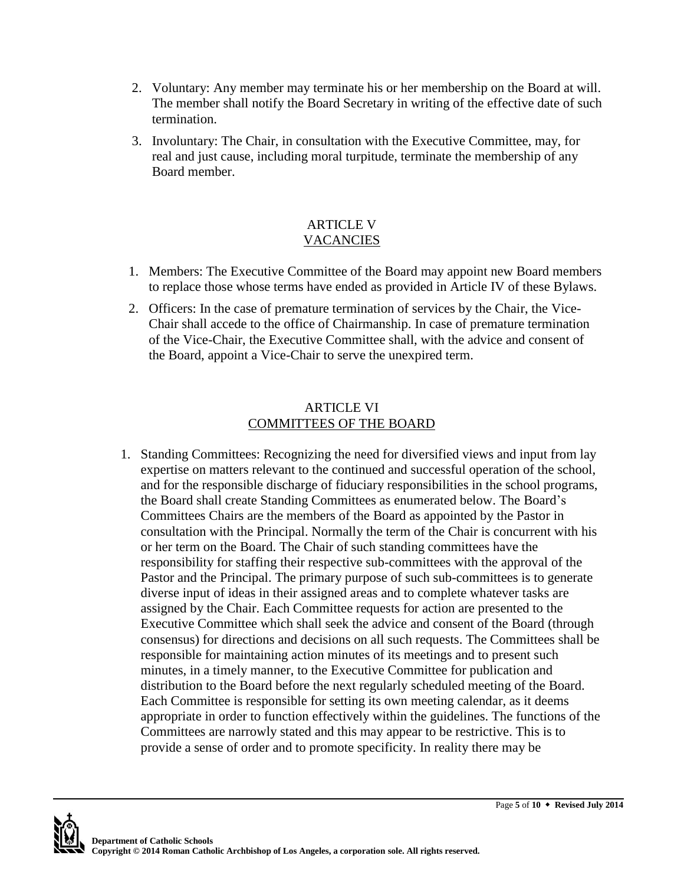2. Voluntary: Any member may terminate his or her membership on the Board at will. The member shall notify the Board Secretary in writing of the effective date of such termination.
3. Involuntary: The Chair, in consultation with the Executive Committee, may, for real and just cause, including moral turpitude, terminate the membership of any Board member.

## ARTICLE V
## VACANCIES

1. Members: The Executive Committee of the Board may appoint new Board members to replace those whose terms have ended as provided in Article IV of these Bylaws.
2. Officers: In the case of premature termination of services by the Chair, the Vice-Chair shall accede to the office of Chairmanship. In case of premature termination of the Vice-Chair, the Executive Committee shall, with the advice and consent of the Board, appoint a Vice-Chair to serve the unexpired term.

## ARTICLE VI
## COMMITTEES OF THE BOARD

1. Standing Committees: Recognizing the need for diversified views and input from lay expertise on matters relevant to the continued and successful operation of the school, and for the responsible discharge of fiduciary responsibilities in the school programs, the Board shall create Standing Committees as enumerated below. The Board's Committees Chairs are the members of the Board as appointed by the Pastor in consultation with the Principal. Normally the term of the Chair is concurrent with his or her term on the Board. The Chair of such standing committees have the responsibility for staffing their respective sub-committees with the approval of the Pastor and the Principal. The primary purpose of such sub-committees is to generate diverse input of ideas in their assigned areas and to complete whatever tasks are assigned by the Chair. Each Committee requests for action are presented to the Executive Committee which shall seek the advice and consent of the Board (through consensus) for directions and decisions on all such requests. The Committees shall be responsible for maintaining action minutes of its meetings and to present such minutes, in a timely manner, to the Executive Committee for publication and distribution to the Board before the next regularly scheduled meeting of the Board. Each Committee is responsible for setting its own meeting calendar, as it deems appropriate in order to function effectively within the guidelines. The functions of the Committees are narrowly stated and this may appear to be restrictive. This is to provide a sense of order and to promote specificity. In reality there may be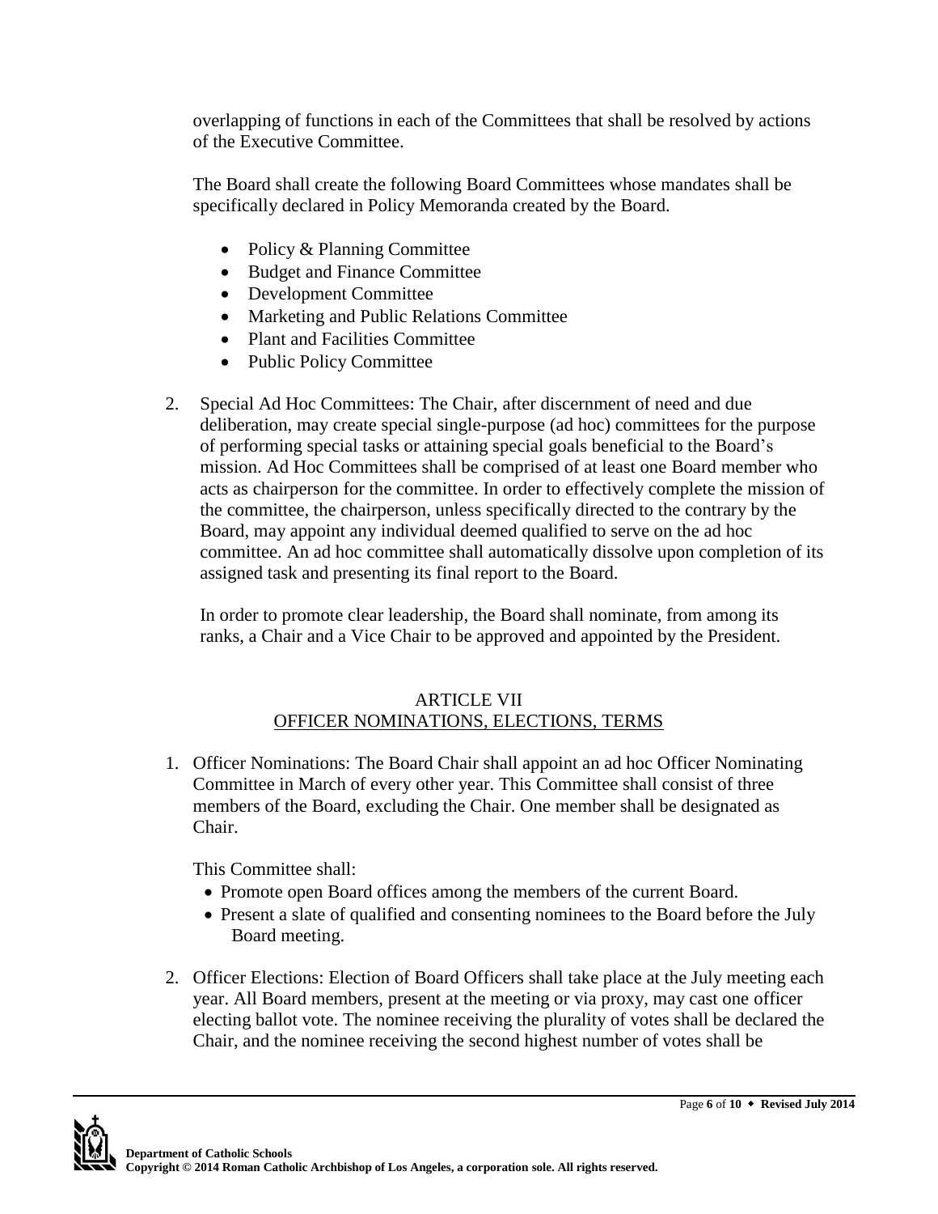overlapping of functions in each of the Committees that shall be resolved by actions of the Executive Committee.

The Board shall create the following Board Committees whose mandates shall be specifically declared in Policy Memoranda created by the Board.

- Policy & Planning Committee
- Budget and Finance Committee
- Development Committee
- Marketing and Public Relations Committee
- Plant and Facilities Committee
- Public Policy Committee

2. Special Ad Hoc Committees: The Chair, after discernment of need and due deliberation, may create special single-purpose (ad hoc) committees for the purpose of performing special tasks or attaining special goals beneficial to the Board's mission. Ad Hoc Committees shall be comprised of at least one Board member who acts as chairperson for the committee. In order to effectively complete the mission of the committee, the chairperson, unless specifically directed to the contrary by the Board, may appoint any individual deemed qualified to serve on the ad hoc committee. An ad hoc committee shall automatically dissolve upon completion of its assigned task and presenting its final report to the Board.

   In order to promote clear leadership, the Board shall nominate, from among its ranks, a Chair and a Vice Chair to be approved and appointed by the President.

## ARTICLE VII
## OFFICER NOMINATIONS, ELECTIONS, TERMS

1. Officer Nominations: The Board Chair shall appoint an ad hoc Officer Nominating Committee in March of every other year. This Committee shall consist of three members of the Board, excluding the Chair. One member shall be designated as Chair.

   This Committee shall:
   - Promote open Board offices among the members of the current Board.
   - Present a slate of qualified and consenting nominees to the Board before the July Board meeting.

2. Officer Elections: Election of Board Officers shall take place at the July meeting each year. All Board members, present at the meeting or via proxy, may cast one officer electing ballot vote. The nominee receiving the plurality of votes shall be declared the Chair, and the nominee receiving the second highest number of votes shall be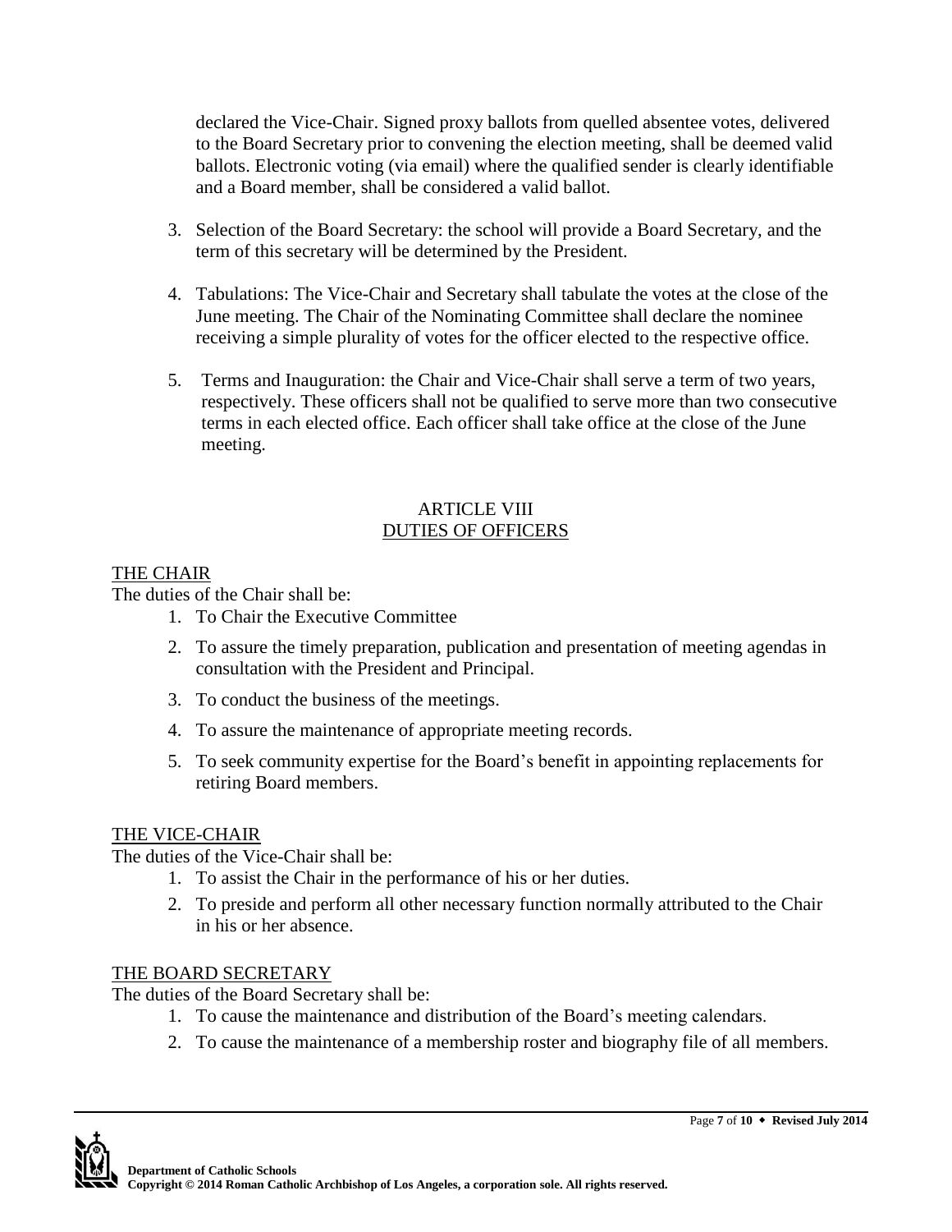declared the Vice-Chair. Signed proxy ballots from quelled absentee votes, delivered to the Board Secretary prior to convening the election meeting, shall be deemed valid ballots. Electronic voting (via email) where the qualified sender is clearly identifiable and a Board member, shall be considered a valid ballot.

3. Selection of the Board Secretary: the school will provide a Board Secretary, and the term of this secretary will be determined by the President.

4. Tabulations: The Vice-Chair and Secretary shall tabulate the votes at the close of the June meeting. The Chair of the Nominating Committee shall declare the nominee receiving a simple plurality of votes for the officer elected to the respective office.

5. Terms and Inauguration: the Chair and Vice-Chair shall serve a term of two years, respectively. These officers shall not be qualified to serve more than two consecutive terms in each elected office. Each officer shall take office at the close of the June meeting.

## ARTICLE VIII
## DUTIES OF OFFICERS

### THE CHAIR

The duties of the Chair shall be:

1. To Chair the Executive Committee
2. To assure the timely preparation, publication and presentation of meeting agendas in consultation with the President and Principal.
3. To conduct the business of the meetings.
4. To assure the maintenance of appropriate meeting records.
5. To seek community expertise for the Board's benefit in appointing replacements for retiring Board members.

### THE VICE-CHAIR

The duties of the Vice-Chair shall be:

1. To assist the Chair in the performance of his or her duties.
2. To preside and perform all other necessary function normally attributed to the Chair in his or her absence.

### THE BOARD SECRETARY

The duties of the Board Secretary shall be:

1. To cause the maintenance and distribution of the Board's meeting calendars.
2. To cause the maintenance of a membership roster and biography file of all members.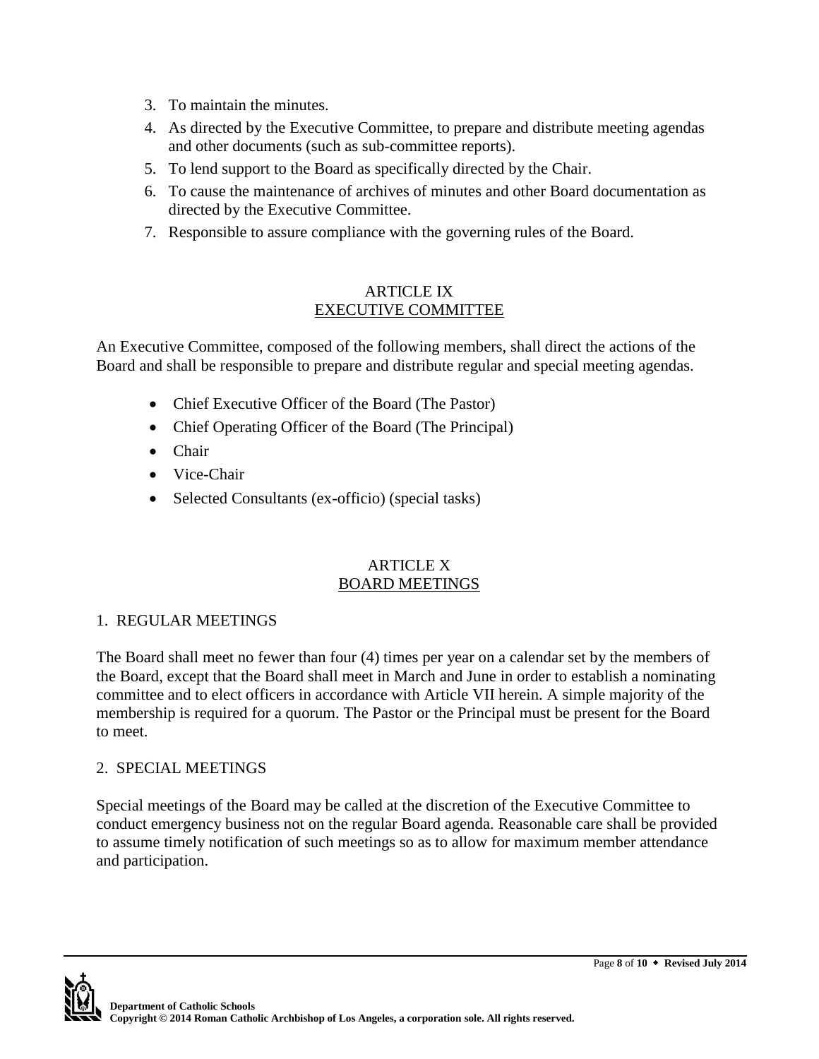3. To maintain the minutes.
4. As directed by the Executive Committee, to prepare and distribute meeting agendas and other documents (such as sub-committee reports).
5. To lend support to the Board as specifically directed by the Chair.
6. To cause the maintenance of archives of minutes and other Board documentation as directed by the Executive Committee.
7. Responsible to assure compliance with the governing rules of the Board.

## ARTICLE IX
## EXECUTIVE COMMITTEE

An Executive Committee, composed of the following members, shall direct the actions of the Board and shall be responsible to prepare and distribute regular and special meeting agendas.

- Chief Executive Officer of the Board (The Pastor)
- Chief Operating Officer of the Board (The Principal)
- Chair
- Vice-Chair
- Selected Consultants (ex-officio) (special tasks)

## ARTICLE X
## BOARD MEETINGS

### 1. REGULAR MEETINGS

The Board shall meet no fewer than four (4) times per year on a calendar set by the members of the Board, except that the Board shall meet in March and June in order to establish a nominating committee and to elect officers in accordance with Article VII herein. A simple majority of the membership is required for a quorum. The Pastor or the Principal must be present for the Board to meet.

### 2. SPECIAL MEETINGS

Special meetings of the Board may be called at the discretion of the Executive Committee to conduct emergency business not on the regular Board agenda. Reasonable care shall be provided to assume timely notification of such meetings so as to allow for maximum member attendance and participation.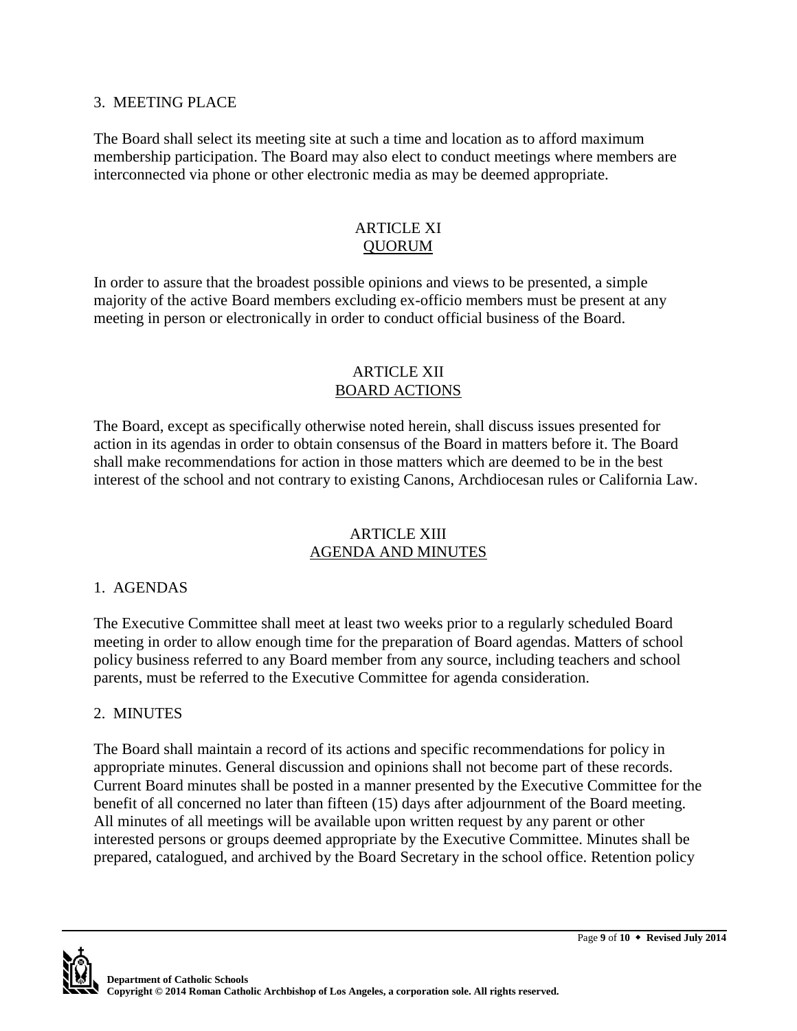3. MEETING PLACE

The Board shall select its meeting site at such a time and location as to afford maximum membership participation. The Board may also elect to conduct meetings where members are interconnected via phone or other electronic media as may be deemed appropriate.

## ARTICLE XI
## QUORUM

In order to assure that the broadest possible opinions and views to be presented, a simple majority of the active Board members excluding ex-officio members must be present at any meeting in person or electronically in order to conduct official business of the Board.

## ARTICLE XII
## BOARD ACTIONS

The Board, except as specifically otherwise noted herein, shall discuss issues presented for action in its agendas in order to obtain consensus of the Board in matters before it. The Board shall make recommendations for action in those matters which are deemed to be in the best interest of the school and not contrary to existing Canons, Archdiocesan rules or California Law.

## ARTICLE XIII
## AGENDA AND MINUTES

1. AGENDAS

The Executive Committee shall meet at least two weeks prior to a regularly scheduled Board meeting in order to allow enough time for the preparation of Board agendas. Matters of school policy business referred to any Board member from any source, including teachers and school parents, must be referred to the Executive Committee for agenda consideration.

2. MINUTES

The Board shall maintain a record of its actions and specific recommendations for policy in appropriate minutes. General discussion and opinions shall not become part of these records. Current Board minutes shall be posted in a manner presented by the Executive Committee for the benefit of all concerned no later than fifteen (15) days after adjournment of the Board meeting. All minutes of all meetings will be available upon written request by any parent or other interested persons or groups deemed appropriate by the Executive Committee. Minutes shall be prepared, catalogued, and archived by the Board Secretary in the school office. Retention policy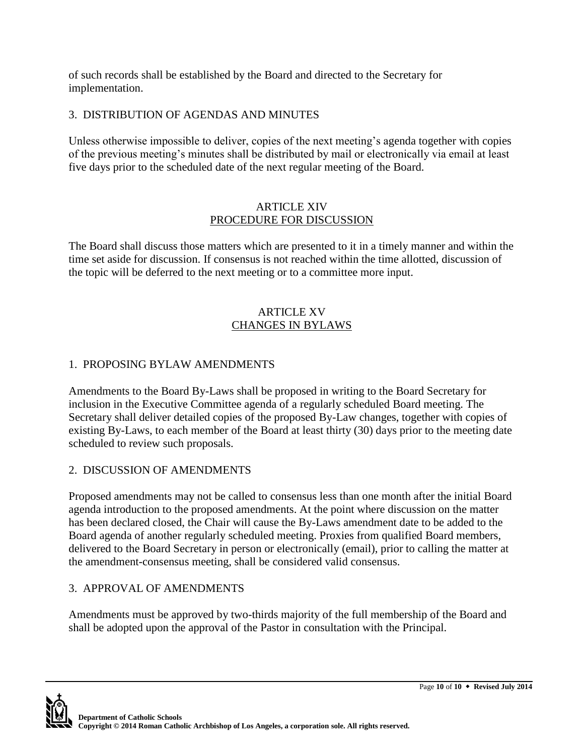of such records shall be established by the Board and directed to the Secretary for implementation.

3. DISTRIBUTION OF AGENDAS AND MINUTES

Unless otherwise impossible to deliver, copies of the next meeting's agenda together with copies of the previous meeting's minutes shall be distributed by mail or electronically via email at least five days prior to the scheduled date of the next regular meeting of the Board.

## ARTICLE XIV
## PROCEDURE FOR DISCUSSION

The Board shall discuss those matters which are presented to it in a timely manner and within the time set aside for discussion. If consensus is not reached within the time allotted, discussion of the topic will be deferred to the next meeting or to a committee more input.

## ARTICLE XV
## CHANGES IN BYLAWS

1. PROPOSING BYLAW AMENDMENTS

Amendments to the Board By-Laws shall be proposed in writing to the Board Secretary for inclusion in the Executive Committee agenda of a regularly scheduled Board meeting. The Secretary shall deliver detailed copies of the proposed By-Law changes, together with copies of existing By-Laws, to each member of the Board at least thirty (30) days prior to the meeting date scheduled to review such proposals.

2. DISCUSSION OF AMENDMENTS

Proposed amendments may not be called to consensus less than one month after the initial Board agenda introduction to the proposed amendments. At the point where discussion on the matter has been declared closed, the Chair will cause the By-Laws amendment date to be added to the Board agenda of another regularly scheduled meeting. Proxies from qualified Board members, delivered to the Board Secretary in person or electronically (email), prior to calling the matter at the amendment-consensus meeting, shall be considered valid consensus.

3. APPROVAL OF AMENDMENTS

Amendments must be approved by two-thirds majority of the full membership of the Board and shall be adopted upon the approval of the Pastor in consultation with the Principal.